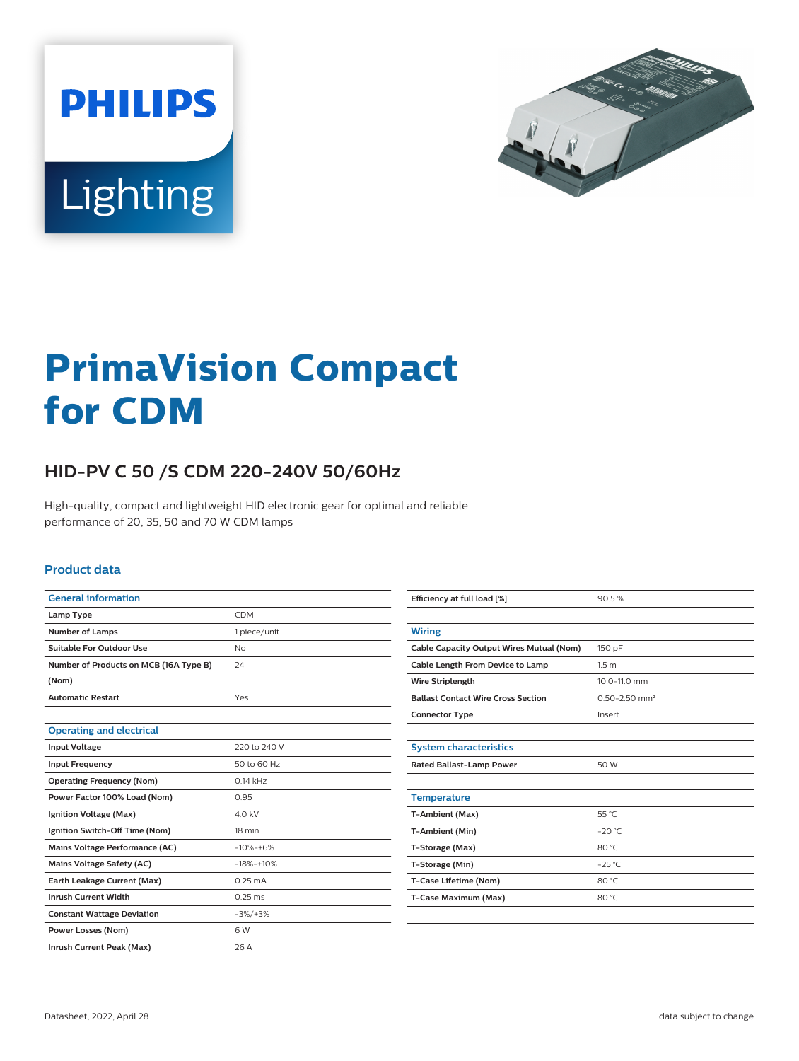# PrimaVision Compact for CDM

## HID-PV C 50 /S CDM 220-240V 50/60Hz

High-quality, compact and lightweight HID electronic gear for optimal and reliable performance of 20, 35, 50 and 70 W CDM lamps

### Product data

| General information | |
|---|---|
| Lamp Type | CDM |
| Number of Lamps | 1 piece/unit |
| Suitable For Outdoor Use | No |
| Number of Products on MCB (16A Type B) (Nom) | 24 |
| Automatic Restart | Yes |

| Operating and electrical | |
|---|---|
| Input Voltage | 220 to 240 V |
| Input Frequency | 50 to 60 Hz |
| Operating Frequency (Nom) | 0.14 kHz |
| Power Factor 100% Load (Nom) | 0.95 |
| Ignition Voltage (Max) | 4.0 kV |
| Ignition Switch-Off Time (Nom) | 18 min |
| Mains Voltage Performance (AC) | -10%-+6% |
| Mains Voltage Safety (AC) | -18%-+10% |
| Earth Leakage Current (Max) | 0.25 mA |
| Inrush Current Width | 0.25 ms |
| Constant Wattage Deviation | -3%/+3% |
| Power Losses (Nom) | 6 W |
| Inrush Current Peak (Max) | 26 A |
| Efficiency at full load [%] | 90.5 % |

| Wiring | |
|---|---|
| Cable Capacity Output Wires Mutual (Nom) | 150 pF |
| Cable Length From Device to Lamp | 1.5 m |
| Wire Striplength | 10.0-11.0 mm |
| Ballast Contact Wire Cross Section | 0.50-2.50 mm² |
| Connector Type | Insert |

| System characteristics | |
|---|---|
| Rated Ballast-Lamp Power | 50 W |

| Temperature | |
|---|---|
| T-Ambient (Max) | 55 °C |
| T-Ambient (Min) | -20 °C |
| T-Storage (Max) | 80 °C |
| T-Storage (Min) | -25 °C |
| T-Case Lifetime (Nom) | 80 °C |
| T-Case Maximum (Max) | 80 °C |

Datasheet, 2022, April 28

data subject to change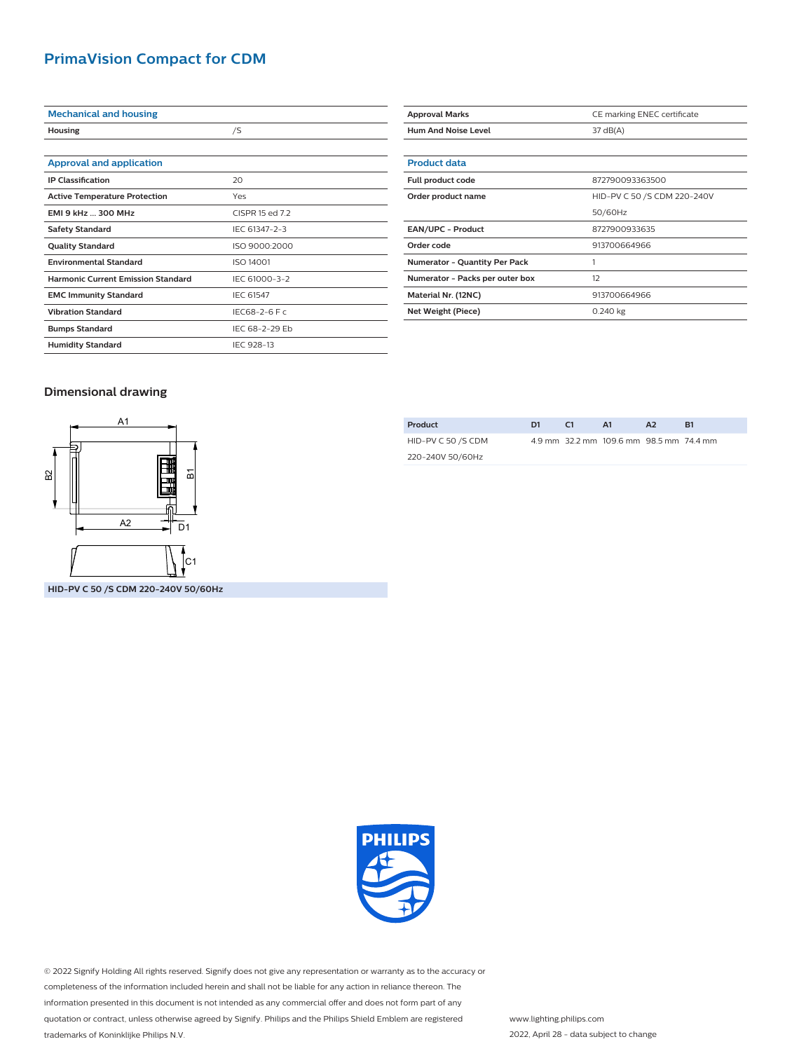# PrimaVision Compact for CDM

| Mechanical and housing | |
|---|---|
| Housing | /S |

| Approval and application | |
|---|---|
| IP Classification | 20 |
| Active Temperature Protection | Yes |
| EMI 9 kHz ... 300 MHz | CISPR 15 ed 7.2 |
| Safety Standard | IEC 61347-2-3 |
| Quality Standard | ISO 9000:2000 |
| Environmental Standard | ISO 14001 |
| Harmonic Current Emission Standard | IEC 61000-3-2 |
| EMC Immunity Standard | IEC 61547 |
| Vibration Standard | IEC68-2-6 F c |
| Bumps Standard | IEC 68-2-29 Eb |
| Humidity Standard | IEC 928-13 |
| Approval Marks | CE marking ENEC certificate |
| Hum And Noise Level | 37 dB(A) |

| Product data | |
|---|---|
| Full product code | 872790093363500 |
| Order product name | HID-PV C 50 /S CDM 220-240V 50/60Hz |
| EAN/UPC - Product | 8727900933635 |
| Order code | 913700664966 |
| Numerator - Quantity Per Pack | 1 |
| Numerator - Packs per outer box | 12 |
| Material Nr. (12NC) | 913700664966 |
| Net Weight (Piece) | 0.240 kg |

## Dimensional drawing

A1
B2
B1
A2
D1
C1

HID-PV C 50 /S CDM 220-240V 50/60Hz

| Product | D1 | C1 | A1 | A2 | B1 |
|---|---|---|---|---|---|
| HID-PV C 50 /S CDM 220-240V 50/60Hz | 4.9 mm | 32.2 mm | 109.6 mm | 98.5 mm | 74.4 mm |

© 2022 Signify Holding All rights reserved. Signify does not give any representation or warranty as to the accuracy or completeness of the information included herein and shall not be liable for any action in reliance thereon. The information presented in this document is not intended as any commercial offer and does not form part of any quotation or contract, unless otherwise agreed by Signify. Philips and the Philips Shield Emblem are registered trademarks of Koninklijke Philips N.V.

www.lighting.philips.com

2022, April 28 - data subject to change